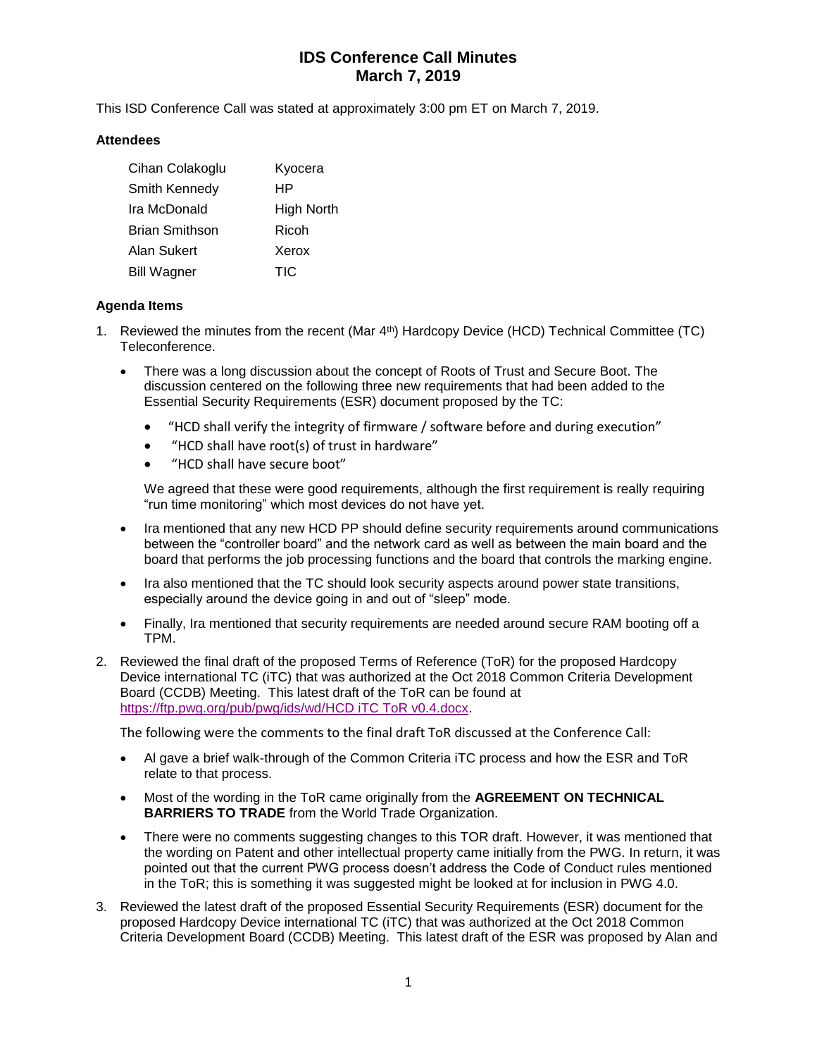# IDS Conference Call Minutes
# March 7, 2019

This ISD Conference Call was stated at approximately 3:00 pm ET on March 7, 2019.

### Attendees

| | |
|---|---|
| Cihan Colakoglu | Kyocera |
| Smith Kennedy | HP |
| Ira McDonald | High North |
| Brian Smithson | Ricoh |
| Alan Sukert | Xerox |
| Bill Wagner | TIC |

### Agenda Items

1. Reviewed the minutes from the recent (Mar 4th) Hardcopy Device (HCD) Technical Committee (TC) Teleconference.

   - There was a long discussion about the concept of Roots of Trust and Secure Boot. The discussion centered on the following three new requirements that had been added to the Essential Security Requirements (ESR) document proposed by the TC:

     - "HCD shall verify the integrity of firmware / software before and during execution"
     - "HCD shall have root(s) of trust in hardware"
     - "HCD shall have secure boot"

     We agreed that these were good requirements, although the first requirement is really requiring "run time monitoring" which most devices do not have yet.

   - Ira mentioned that any new HCD PP should define security requirements around communications between the "controller board" and the network card as well as between the main board and the board that performs the job processing functions and the board that controls the marking engine.

   - Ira also mentioned that the TC should look security aspects around power state transitions, especially around the device going in and out of "sleep" mode.

   - Finally, Ira mentioned that security requirements are needed around secure RAM booting off a TPM.

2. Reviewed the final draft of the proposed Terms of Reference (ToR) for the proposed Hardcopy Device international TC (iTC) that was authorized at the Oct 2018 Common Criteria Development Board (CCDB) Meeting. This latest draft of the ToR can be found at https://ftp.pwg.org/pub/pwg/ids/wd/HCD iTC ToR v0.4.docx.

   The following were the comments to the final draft ToR discussed at the Conference Call:

   - Al gave a brief walk-through of the Common Criteria iTC process and how the ESR and ToR relate to that process.

   - Most of the wording in the ToR came originally from the **AGREEMENT ON TECHNICAL BARRIERS TO TRADE** from the World Trade Organization.

   - There were no comments suggesting changes to this TOR draft. However, it was mentioned that the wording on Patent and other intellectual property came initially from the PWG. In return, it was pointed out that the current PWG process doesn't address the Code of Conduct rules mentioned in the ToR; this is something it was suggested might be looked at for inclusion in PWG 4.0.

3. Reviewed the latest draft of the proposed Essential Security Requirements (ESR) document for the proposed Hardcopy Device international TC (iTC) that was authorized at the Oct 2018 Common Criteria Development Board (CCDB) Meeting. This latest draft of the ESR was proposed by Alan and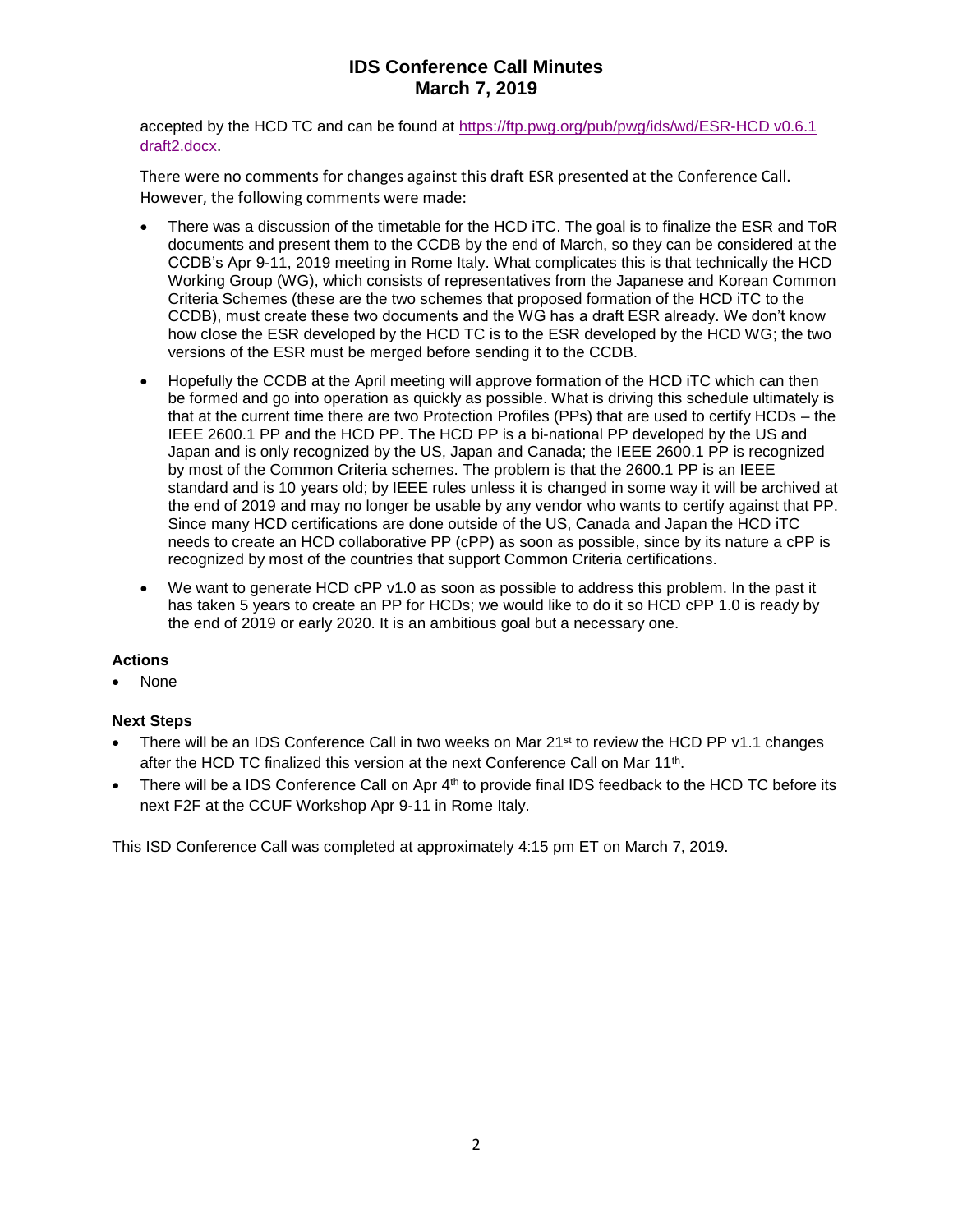accepted by the HCD TC and can be found at https://ftp.pwg.org/pub/pwg/ids/wd/ESR-HCD v0.6.1 draft2.docx.

There were no comments for changes against this draft ESR presented at the Conference Call. However, the following comments were made:

- There was a discussion of the timetable for the HCD iTC. The goal is to finalize the ESR and ToR documents and present them to the CCDB by the end of March, so they can be considered at the CCDB's Apr 9-11, 2019 meeting in Rome Italy. What complicates this is that technically the HCD Working Group (WG), which consists of representatives from the Japanese and Korean Common Criteria Schemes (these are the two schemes that proposed formation of the HCD iTC to the CCDB), must create these two documents and the WG has a draft ESR already. We don't know how close the ESR developed by the HCD TC is to the ESR developed by the HCD WG; the two versions of the ESR must be merged before sending it to the CCDB.
- Hopefully the CCDB at the April meeting will approve formation of the HCD iTC which can then be formed and go into operation as quickly as possible. What is driving this schedule ultimately is that at the current time there are two Protection Profiles (PPs) that are used to certify HCDs – the IEEE 2600.1 PP and the HCD PP. The HCD PP is a bi-national PP developed by the US and Japan and is only recognized by the US, Japan and Canada; the IEEE 2600.1 PP is recognized by most of the Common Criteria schemes. The problem is that the 2600.1 PP is an IEEE standard and is 10 years old; by IEEE rules unless it is changed in some way it will be archived at the end of 2019 and may no longer be usable by any vendor who wants to certify against that PP. Since many HCD certifications are done outside of the US, Canada and Japan the HCD iTC needs to create an HCD collaborative PP (cPP) as soon as possible, since by its nature a cPP is recognized by most of the countries that support Common Criteria certifications.
- We want to generate HCD cPP v1.0 as soon as possible to address this problem. In the past it has taken 5 years to create an PP for HCDs; we would like to do it so HCD cPP 1.0 is ready by the end of 2019 or early 2020. It is an ambitious goal but a necessary one.

### Actions

- None

### Next Steps

- There will be an IDS Conference Call in two weeks on Mar 21st to review the HCD PP v1.1 changes after the HCD TC finalized this version at the next Conference Call on Mar 11th.
- There will be a IDS Conference Call on Apr 4th to provide final IDS feedback to the HCD TC before its next F2F at the CCUF Workshop Apr 9-11 in Rome Italy.

This ISD Conference Call was completed at approximately 4:15 pm ET on March 7, 2019.